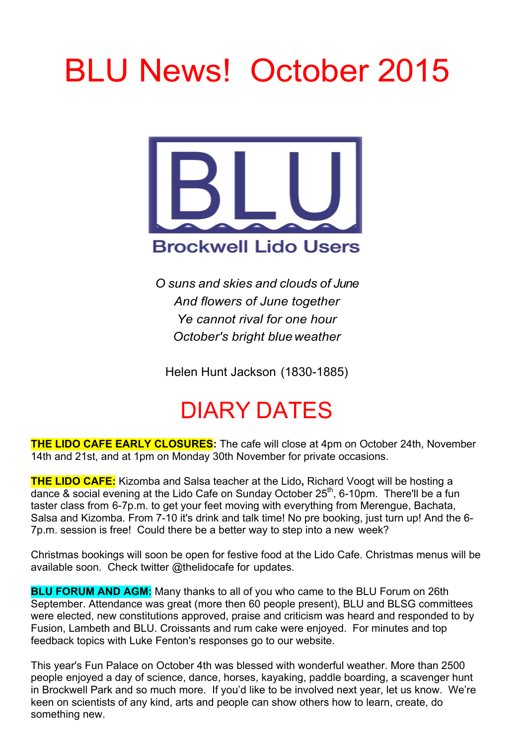# BLU News! October 2015

BLU

Brockwell Lido Users

*O suns and skies and clouds of June*
*And flowers of June together*
*Ye cannot rival for one hour*
*October's bright blue weather*

Helen Hunt Jackson (1830-1885)

# DIARY DATES

**THE LIDO CAFE EARLY CLOSURES:** The cafe will close at 4pm on October 24th, November 14th and 21st, and at 1pm on Monday 30th November for private occasions.

**THE LIDO CAFE:** Kizomba and Salsa teacher at the Lido, Richard Voogt will be hosting a dance & social evening at the Lido Cafe on Sunday October 25th, 6-10pm. There'll be a fun taster class from 6-7p.m. to get your feet moving with everything from Merengue, Bachata, Salsa and Kizomba. From 7-10 it's drink and talk time! No pre booking, just turn up! And the 6-7p.m. session is free! Could there be a better way to step into a new week?

Christmas bookings will soon be open for festive food at the Lido Cafe. Christmas menus will be available soon. Check twitter @thelidocafe for updates.

**BLU FORUM AND AGM:** Many thanks to all of you who came to the BLU Forum on 26th September. Attendance was great (more then 60 people present), BLU and BLSG committees were elected, new constitutions approved, praise and criticism was heard and responded to by Fusion, Lambeth and BLU. Croissants and rum cake were enjoyed. For minutes and top feedback topics with Luke Fenton's responses go to our website.

This year's Fun Palace on October 4th was blessed with wonderful weather. More than 2500 people enjoyed a day of science, dance, horses, kayaking, paddle boarding, a scavenger hunt in Brockwell Park and so much more. If you'd like to be involved next year, let us know. We're keen on scientists of any kind, arts and people can show others how to learn, create, do something new.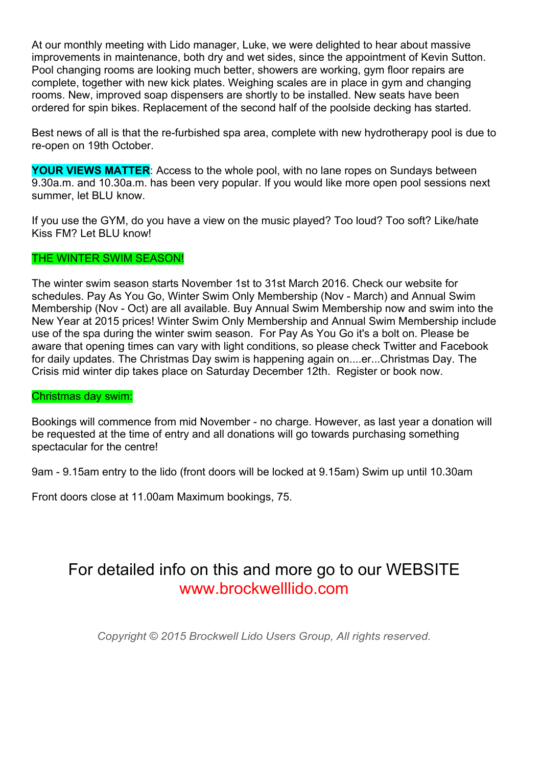At our monthly meeting with Lido manager, Luke, we were delighted to hear about massive improvements in maintenance, both dry and wet sides, since the appointment of Kevin Sutton. Pool changing rooms are looking much better, showers are working, gym floor repairs are complete, together with new kick plates. Weighing scales are in place in gym and changing rooms. New, improved soap dispensers are shortly to be installed. New seats have been ordered for spin bikes. Replacement of the second half of the poolside decking has started.

Best news of all is that the re-furbished spa area, complete with new hydrotherapy pool is due to re-open on 19th October.

**YOUR VIEWS MATTER**: Access to the whole pool, with no lane ropes on Sundays between 9.30a.m. and 10.30a.m. has been very popular. If you would like more open pool sessions next summer, let BLU know.

If you use the GYM, do you have a view on the music played? Too loud? Too soft? Like/hate Kiss FM? Let BLU know!

THE WINTER SWIM SEASON!

The winter swim season starts November 1st to 31st March 2016. Check our website for schedules. Pay As You Go, Winter Swim Only Membership (Nov - March) and Annual Swim Membership (Nov - Oct) are all available. Buy Annual Swim Membership now and swim into the New Year at 2015 prices! Winter Swim Only Membership and Annual Swim Membership include use of the spa during the winter swim season. For Pay As You Go it's a bolt on. Please be aware that opening times can vary with light conditions, so please check Twitter and Facebook for daily updates. The Christmas Day swim is happening again on....er...Christmas Day. The Crisis mid winter dip takes place on Saturday December 12th. Register or book now.

Christmas day swim:

Bookings will commence from mid November - no charge. However, as last year a donation will be requested at the time of entry and all donations will go towards purchasing something spectacular for the centre!

9am - 9.15am entry to the lido (front doors will be locked at 9.15am) Swim up until 10.30am

Front doors close at 11.00am Maximum bookings, 75.

## For detailed info on this and more go to our WEBSITE www.brockwelllido.com

*Copyright © 2015 Brockwell Lido Users Group, All rights reserved.*